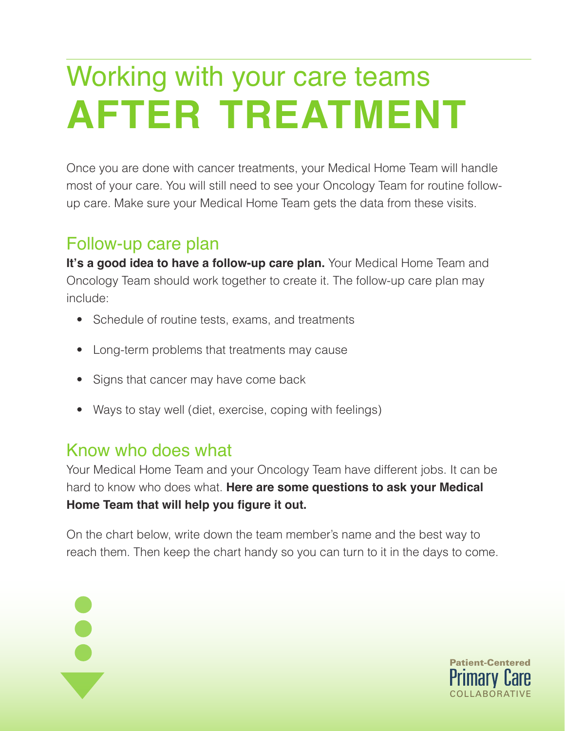# Working with your care teams AFTER TREATMENT

Once you are done with cancer treatments, your Medical Home Team will handle most of your care. You will still need to see your Oncology Team for routine follow-up care. Make sure your Medical Home Team gets the data from these visits.

## Follow-up care plan

**It's a good idea to have a follow-up care plan.** Your Medical Home Team and Oncology Team should work together to create it. The follow-up care plan may include:

- Schedule of routine tests, exams, and treatments
- Long-term problems that treatments may cause
- Signs that cancer may have come back
- Ways to stay well (diet, exercise, coping with feelings)

## Know who does what

Your Medical Home Team and your Oncology Team have different jobs. It can be hard to know who does what. **Here are some questions to ask your Medical Home Team that will help you figure it out.**

On the chart below, write down the team member's name and the best way to reach them. Then keep the chart handy so you can turn to it in the days to come.

Patient-Centered Primary Care COLLABORATIVE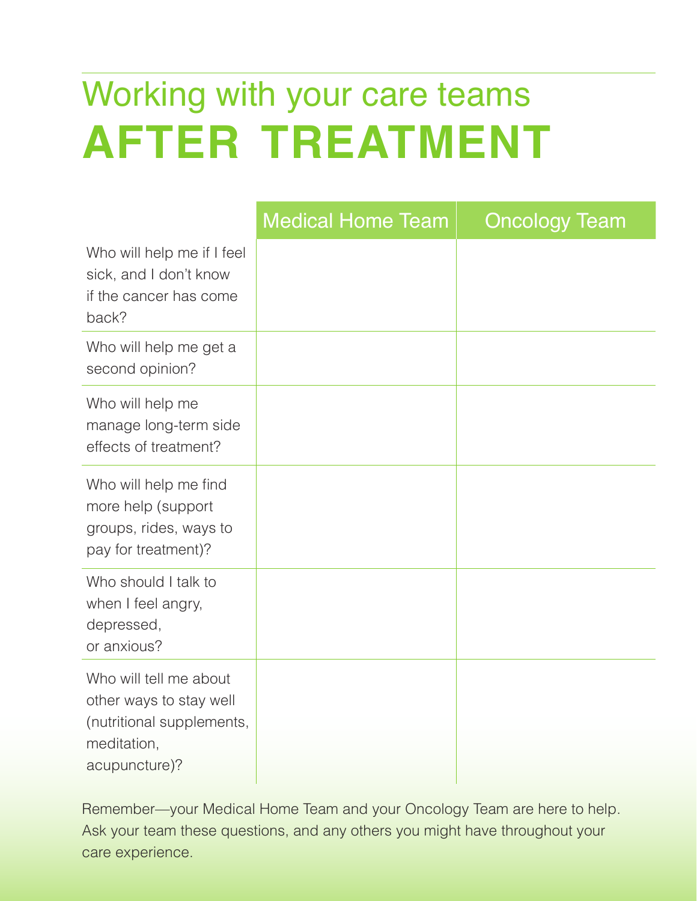# Working with your care teams

# AFTER TREATMENT

| | Medical Home Team | Oncology Team |
|---|---|---|
| Who will help me if I feel sick, and I don't know if the cancer has come back? | | |
| Who will help me get a second opinion? | | |
| Who will help me manage long-term side effects of treatment? | | |
| Who will help me find more help (support groups, rides, ways to pay for treatment)? | | |
| Who should I talk to when I feel angry, depressed, or anxious? | | |
| Who will tell me about other ways to stay well (nutritional supplements, meditation, acupuncture)? | | |

Remember—your Medical Home Team and your Oncology Team are here to help. Ask your team these questions, and any others you might have throughout your care experience.